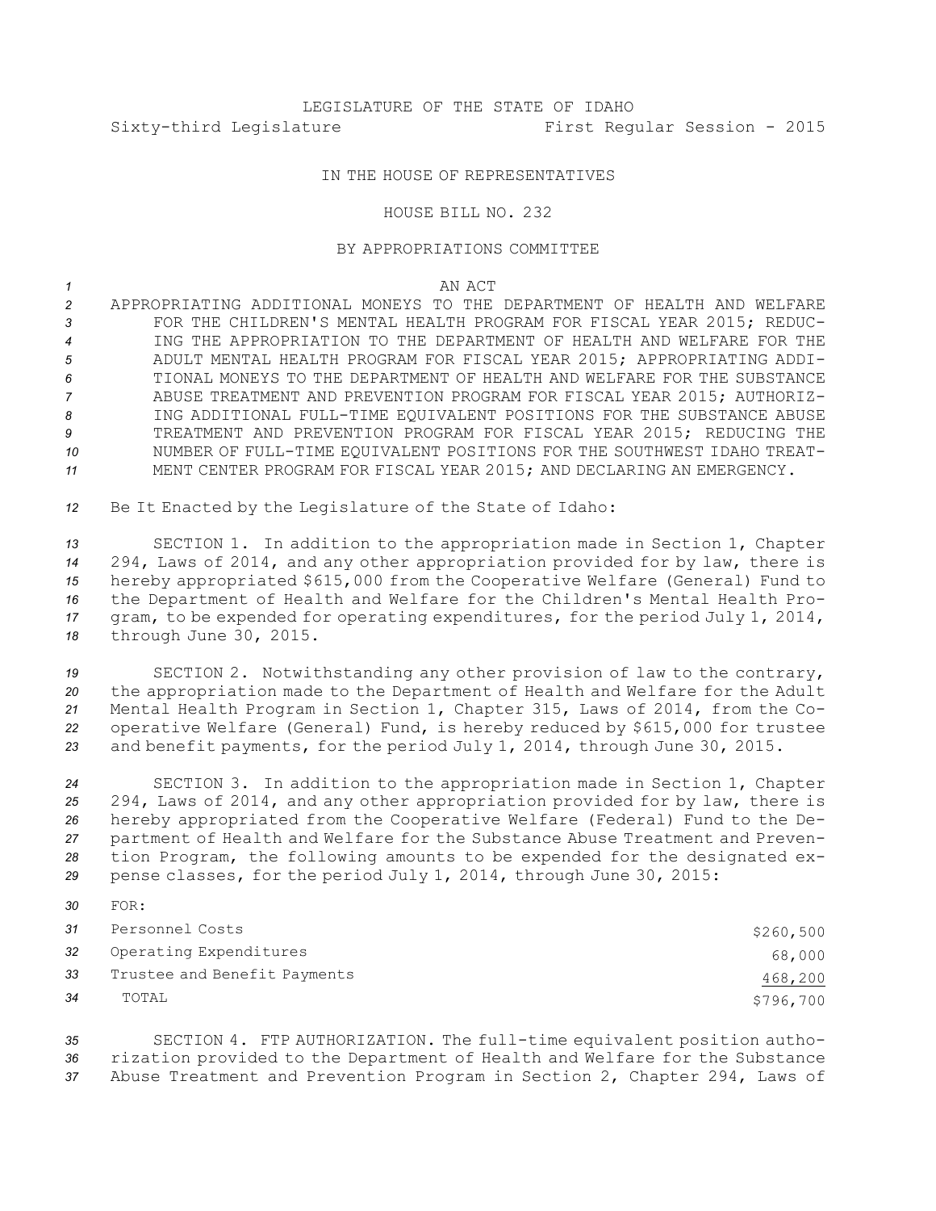LEGISLATURE OF THE STATE OF IDAHO

Sixty-third Legislature First Regular Session - 2015

IN THE HOUSE OF REPRESENTATIVES

HOUSE BILL NO. 232

BY APPROPRIATIONS COMMITTEE

AN ACT

APPROPRIATING ADDITIONAL MONEYS TO THE DEPARTMENT OF HEALTH AND WELFARE FOR THE CHILDREN'S MENTAL HEALTH PROGRAM FOR FISCAL YEAR 2015; REDUCING THE APPROPRIATION TO THE DEPARTMENT OF HEALTH AND WELFARE FOR THE ADULT MENTAL HEALTH PROGRAM FOR FISCAL YEAR 2015; APPROPRIATING ADDITIONAL MONEYS TO THE DEPARTMENT OF HEALTH AND WELFARE FOR THE SUBSTANCE ABUSE TREATMENT AND PREVENTION PROGRAM FOR FISCAL YEAR 2015; AUTHORIZING ADDITIONAL FULL-TIME EQUIVALENT POSITIONS FOR THE SUBSTANCE ABUSE TREATMENT AND PREVENTION PROGRAM FOR FISCAL YEAR 2015; REDUCING THE NUMBER OF FULL-TIME EQUIVALENT POSITIONS FOR THE SOUTHWEST IDAHO TREATMENT CENTER PROGRAM FOR FISCAL YEAR 2015; AND DECLARING AN EMERGENCY.

Be It Enacted by the Legislature of the State of Idaho:

SECTION 1. In addition to the appropriation made in Section 1, Chapter 294, Laws of 2014, and any other appropriation provided for by law, there is hereby appropriated $615,000 from the Cooperative Welfare (General) Fund to the Department of Health and Welfare for the Children's Mental Health Program, to be expended for operating expenditures, for the period July 1, 2014, through June 30, 2015.

SECTION 2. Notwithstanding any other provision of law to the contrary, the appropriation made to the Department of Health and Welfare for the Adult Mental Health Program in Section 1, Chapter 315, Laws of 2014, from the Cooperative Welfare (General) Fund, is hereby reduced by $615,000 for trustee and benefit payments, for the period July 1, 2014, through June 30, 2015.

SECTION 3. In addition to the appropriation made in Section 1, Chapter 294, Laws of 2014, and any other appropriation provided for by law, there is hereby appropriated from the Cooperative Welfare (Federal) Fund to the Department of Health and Welfare for the Substance Abuse Treatment and Prevention Program, the following amounts to be expended for the designated expense classes, for the period July 1, 2014, through June 30, 2015:

FOR:

| | |
|---|---|
| Personnel Costs | $260,500 |
| Operating Expenditures | 68,000 |
| Trustee and Benefit Payments | 468,200 |
| TOTAL | $796,700 |

SECTION 4. FTP AUTHORIZATION. The full-time equivalent position authorization provided to the Department of Health and Welfare for the Substance Abuse Treatment and Prevention Program in Section 2, Chapter 294, Laws of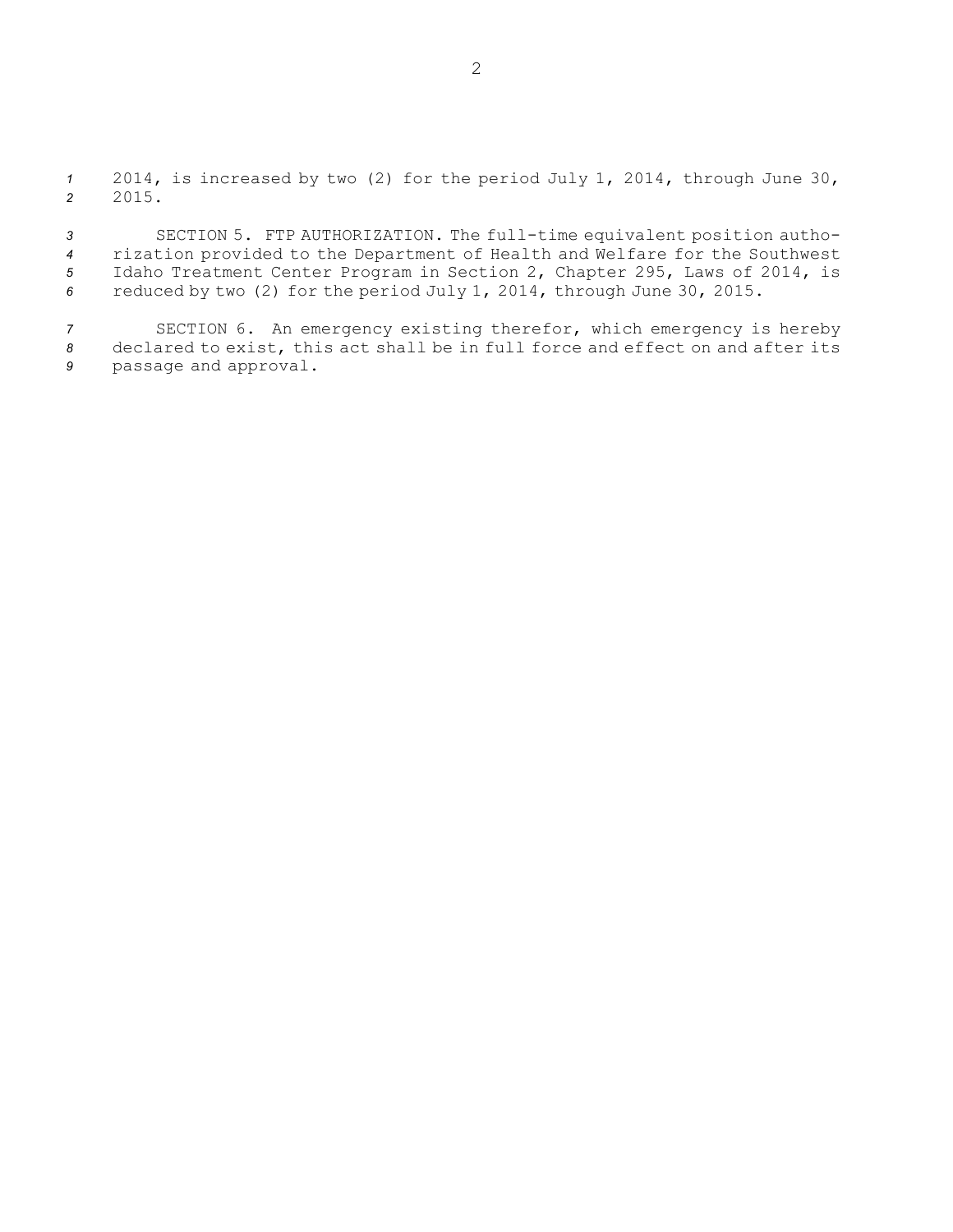2014, is increased by two (2) for the period July 1, 2014, through June 30, 2015.

SECTION 5. FTP AUTHORIZATION. The full-time equivalent position authorization provided to the Department of Health and Welfare for the Southwest Idaho Treatment Center Program in Section 2, Chapter 295, Laws of 2014, is reduced by two (2) for the period July 1, 2014, through June 30, 2015.

SECTION 6. An emergency existing therefor, which emergency is hereby declared to exist, this act shall be in full force and effect on and after its passage and approval.